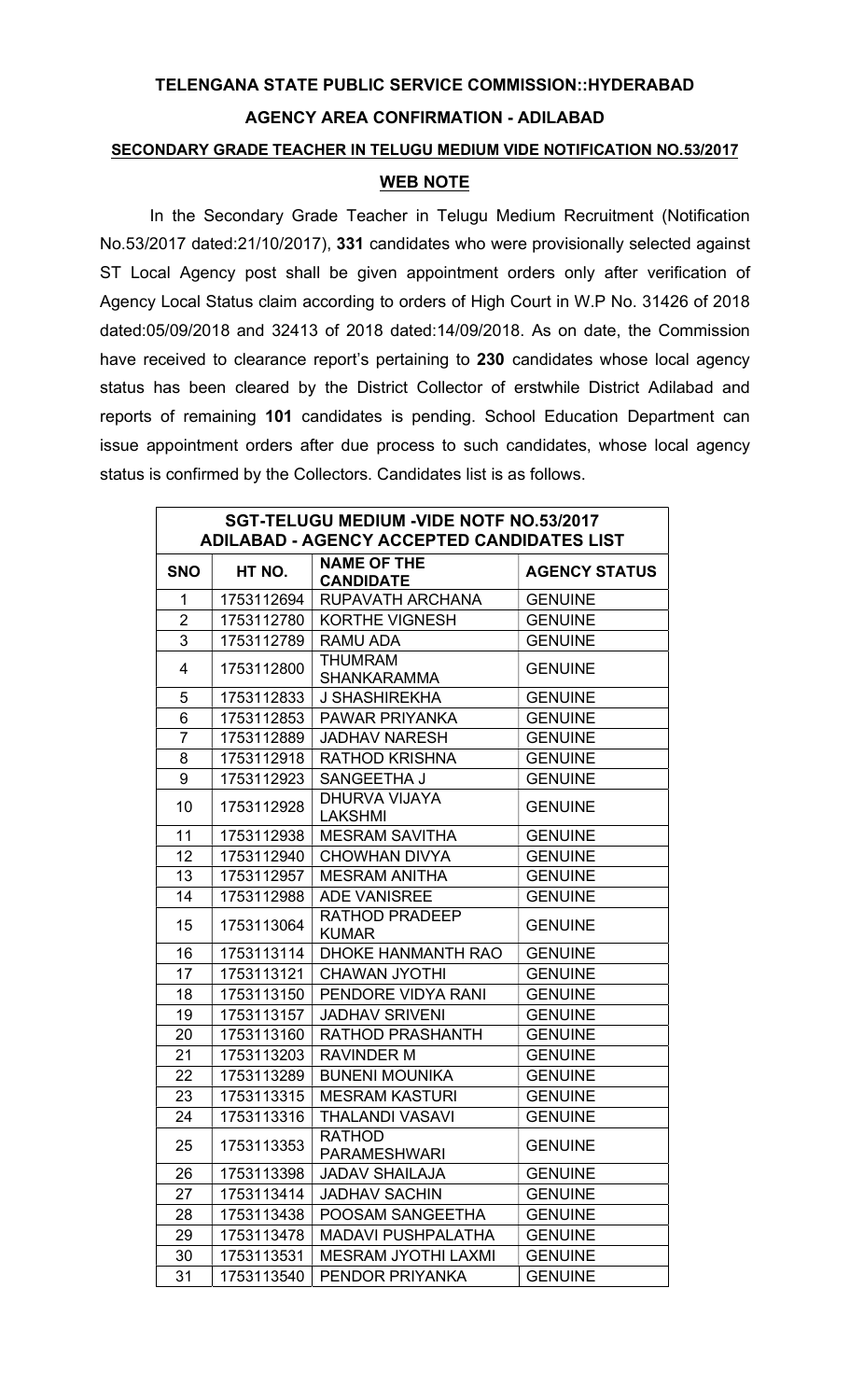# TELENGANA STATE PUBLIC SERVICE COMMISSION::HYDERABAD

## AGENCY AREA CONFIRMATION - ADILABAD

### SECONDARY GRADE TEACHER IN TELUGU MEDIUM VIDE NOTIFICATION NO.53/2017

### WEB NOTE

In the Secondary Grade Teacher in Telugu Medium Recruitment (Notification No.53/2017 dated:21/10/2017), **331** candidates who were provisionally selected against ST Local Agency post shall be given appointment orders only after verification of Agency Local Status claim according to orders of High Court in W.P No. 31426 of 2018 dated:05/09/2018 and 32413 of 2018 dated:14/09/2018. As on date, the Commission have received to clearance report's pertaining to **230** candidates whose local agency status has been cleared by the District Collector of erstwhile District Adilabad and reports of remaining **101** candidates is pending. School Education Department can issue appointment orders after due process to such candidates, whose local agency status is confirmed by the Collectors. Candidates list is as follows.

| SGT-TELUGU MEDIUM -VIDE NOTF NO.53/2017 ADILABAD - AGENCY ACCEPTED CANDIDATES LIST | | | |
|---|---|---|---|
| **SNO** | **HT NO.** | **NAME OF THE CANDIDATE** | **AGENCY STATUS** |
| 1 | 1753112694 | RUPAVATH ARCHANA | GENUINE |
| 2 | 1753112780 | KORTHE VIGNESH | GENUINE |
| 3 | 1753112789 | RAMU ADA | GENUINE |
| 4 | 1753112800 | THUMRAM SHANKARAMMA | GENUINE |
| 5 | 1753112833 | J SHASHIREKHA | GENUINE |
| 6 | 1753112853 | PAWAR PRIYANKA | GENUINE |
| 7 | 1753112889 | JADHAV NARESH | GENUINE |
| 8 | 1753112918 | RATHOD KRISHNA | GENUINE |
| 9 | 1753112923 | SANGEETHA J | GENUINE |
| 10 | 1753112928 | DHURVA VIJAYA LAKSHMI | GENUINE |
| 11 | 1753112938 | MESRAM SAVITHA | GENUINE |
| 12 | 1753112940 | CHOWHAN DIVYA | GENUINE |
| 13 | 1753112957 | MESRAM ANITHA | GENUINE |
| 14 | 1753112988 | ADE VANISREE | GENUINE |
| 15 | 1753113064 | RATHOD PRADEEP KUMAR | GENUINE |
| 16 | 1753113114 | DHOKE HANMANTH RAO | GENUINE |
| 17 | 1753113121 | CHAWAN JYOTHI | GENUINE |
| 18 | 1753113150 | PENDORE VIDYA RANI | GENUINE |
| 19 | 1753113157 | JADHAV SRIVENI | GENUINE |
| 20 | 1753113160 | RATHOD PRASHANTH | GENUINE |
| 21 | 1753113203 | RAVINDER M | GENUINE |
| 22 | 1753113289 | BUNENI MOUNIKA | GENUINE |
| 23 | 1753113315 | MESRAM KASTURI | GENUINE |
| 24 | 1753113316 | THALANDI VASAVI | GENUINE |
| 25 | 1753113353 | RATHOD PARAMESHWARI | GENUINE |
| 26 | 1753113398 | JADAV SHAILAJA | GENUINE |
| 27 | 1753113414 | JADHAV SACHIN | GENUINE |
| 28 | 1753113438 | POOSAM SANGEETHA | GENUINE |
| 29 | 1753113478 | MADAVI PUSHPALATHA | GENUINE |
| 30 | 1753113531 | MESRAM JYOTHI LAXMI | GENUINE |
| 31 | 1753113540 | PENDOR PRIYANKA | GENUINE |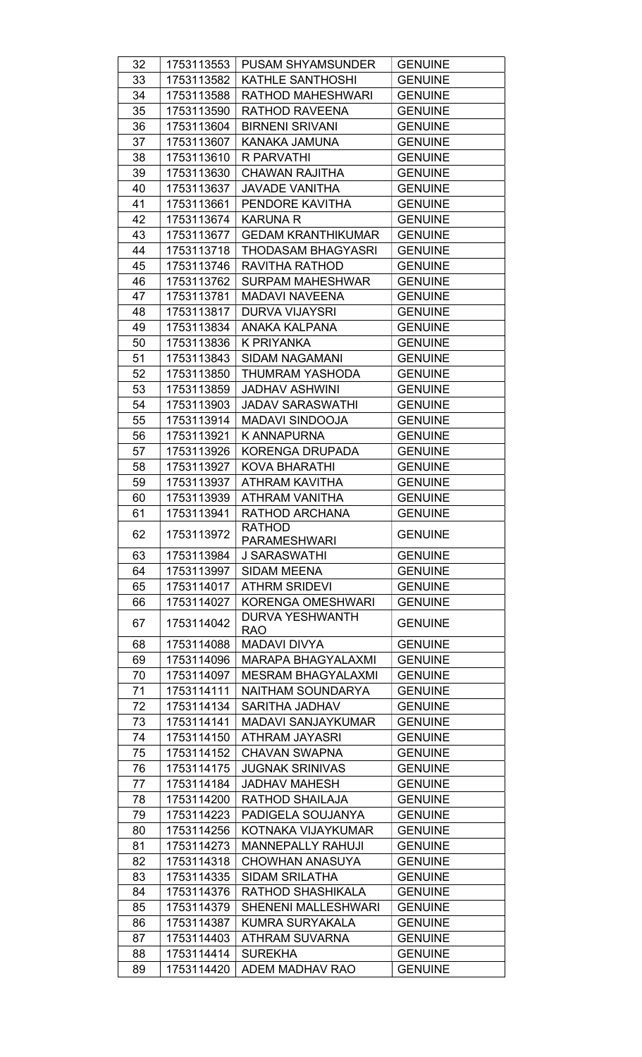| 32 | 1753113553 | PUSAM SHYAMSUNDER | GENUINE |
|---|---|---|---|
| 33 | 1753113582 | KATHLE SANTHOSHI | GENUINE |
| 34 | 1753113588 | RATHOD MAHESHWARI | GENUINE |
| 35 | 1753113590 | RATHOD RAVEENA | GENUINE |
| 36 | 1753113604 | BIRNENI SRIVANI | GENUINE |
| 37 | 1753113607 | KANAKA JAMUNA | GENUINE |
| 38 | 1753113610 | R PARVATHI | GENUINE |
| 39 | 1753113630 | CHAWAN RAJITHA | GENUINE |
| 40 | 1753113637 | JAVADE VANITHA | GENUINE |
| 41 | 1753113661 | PENDORE KAVITHA | GENUINE |
| 42 | 1753113674 | KARUNA R | GENUINE |
| 43 | 1753113677 | GEDAM KRANTHIKUMAR | GENUINE |
| 44 | 1753113718 | THODASAM BHAGYASRI | GENUINE |
| 45 | 1753113746 | RAVITHA RATHOD | GENUINE |
| 46 | 1753113762 | SURPAM MAHESHWAR | GENUINE |
| 47 | 1753113781 | MADAVI NAVEENA | GENUINE |
| 48 | 1753113817 | DURVA VIJAYSRI | GENUINE |
| 49 | 1753113834 | ANAKA KALPANA | GENUINE |
| 50 | 1753113836 | K PRIYANKA | GENUINE |
| 51 | 1753113843 | SIDAM NAGAMANI | GENUINE |
| 52 | 1753113850 | THUMRAM YASHODA | GENUINE |
| 53 | 1753113859 | JADHAV ASHWINI | GENUINE |
| 54 | 1753113903 | JADAV SARASWATHI | GENUINE |
| 55 | 1753113914 | MADAVI SINDOOJA | GENUINE |
| 56 | 1753113921 | K ANNAPURNA | GENUINE |
| 57 | 1753113926 | KORENGA DRUPADA | GENUINE |
| 58 | 1753113927 | KOVA BHARATHI | GENUINE |
| 59 | 1753113937 | ATHRAM KAVITHA | GENUINE |
| 60 | 1753113939 | ATHRAM VANITHA | GENUINE |
| 61 | 1753113941 | RATHOD ARCHANA | GENUINE |
| 62 | 1753113972 | RATHOD PARAMESHWARI | GENUINE |
| 63 | 1753113984 | J SARASWATHI | GENUINE |
| 64 | 1753113997 | SIDAM MEENA | GENUINE |
| 65 | 1753114017 | ATHRM SRIDEVI | GENUINE |
| 66 | 1753114027 | KORENGA OMESHWARI | GENUINE |
| 67 | 1753114042 | DURVA YESHWANTH RAO | GENUINE |
| 68 | 1753114088 | MADAVI DIVYA | GENUINE |
| 69 | 1753114096 | MARAPA BHAGYALAXMI | GENUINE |
| 70 | 1753114097 | MESRAM BHAGYALAXMI | GENUINE |
| 71 | 1753114111 | NAITHAM SOUNDARYA | GENUINE |
| 72 | 1753114134 | SARITHA JADHAV | GENUINE |
| 73 | 1753114141 | MADAVI SANJAYKUMAR | GENUINE |
| 74 | 1753114150 | ATHRAM JAYASRI | GENUINE |
| 75 | 1753114152 | CHAVAN SWAPNA | GENUINE |
| 76 | 1753114175 | JUGNAK SRINIVAS | GENUINE |
| 77 | 1753114184 | JADHAV MAHESH | GENUINE |
| 78 | 1753114200 | RATHOD SHAILAJA | GENUINE |
| 79 | 1753114223 | PADIGELA SOUJANYA | GENUINE |
| 80 | 1753114256 | KOTNAKA VIJAYKUMAR | GENUINE |
| 81 | 1753114273 | MANNEPALLY RAHUJI | GENUINE |
| 82 | 1753114318 | CHOWHAN ANASUYA | GENUINE |
| 83 | 1753114335 | SIDAM SRILATHA | GENUINE |
| 84 | 1753114376 | RATHOD SHASHIKALA | GENUINE |
| 85 | 1753114379 | SHENENI MALLESHWARI | GENUINE |
| 86 | 1753114387 | KUMRA SURYAKALA | GENUINE |
| 87 | 1753114403 | ATHRAM SUVARNA | GENUINE |
| 88 | 1753114414 | SUREKHA | GENUINE |
| 89 | 1753114420 | ADEM MADHAV RAO | GENUINE |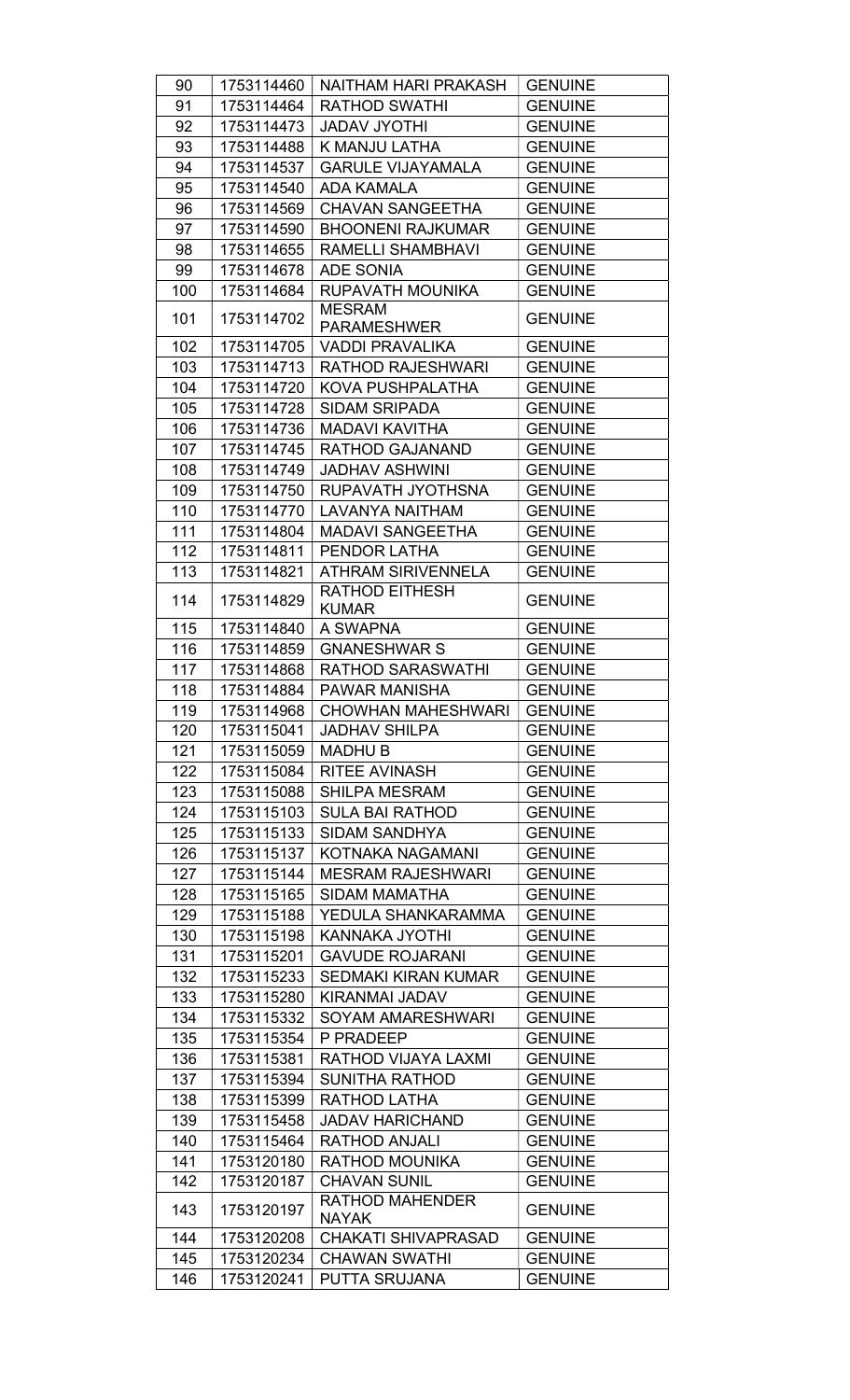| 90 | 1753114460 | NAITHAM HARI PRAKASH | GENUINE |
|---|---|---|---|
| 91 | 1753114464 | RATHOD SWATHI | GENUINE |
| 92 | 1753114473 | JADAV JYOTHI | GENUINE |
| 93 | 1753114488 | K MANJU LATHA | GENUINE |
| 94 | 1753114537 | GARULE VIJAYAMALA | GENUINE |
| 95 | 1753114540 | ADA KAMALA | GENUINE |
| 96 | 1753114569 | CHAVAN SANGEETHA | GENUINE |
| 97 | 1753114590 | BHOONENI RAJKUMAR | GENUINE |
| 98 | 1753114655 | RAMELLI SHAMBHAVI | GENUINE |
| 99 | 1753114678 | ADE SONIA | GENUINE |
| 100 | 1753114684 | RUPAVATH MOUNIKA | GENUINE |
| 101 | 1753114702 | MESRAM PARAMESHWER | GENUINE |
| 102 | 1753114705 | VADDI PRAVALIKA | GENUINE |
| 103 | 1753114713 | RATHOD RAJESHWARI | GENUINE |
| 104 | 1753114720 | KOVA PUSHPALATHA | GENUINE |
| 105 | 1753114728 | SIDAM SRIPADA | GENUINE |
| 106 | 1753114736 | MADAVI KAVITHA | GENUINE |
| 107 | 1753114745 | RATHOD GAJANAND | GENUINE |
| 108 | 1753114749 | JADHAV ASHWINI | GENUINE |
| 109 | 1753114750 | RUPAVATH JYOTHSNA | GENUINE |
| 110 | 1753114770 | LAVANYA NAITHAM | GENUINE |
| 111 | 1753114804 | MADAVI SANGEETHA | GENUINE |
| 112 | 1753114811 | PENDOR LATHA | GENUINE |
| 113 | 1753114821 | ATHRAM SIRIVENNELA | GENUINE |
| 114 | 1753114829 | RATHOD EITHESH KUMAR | GENUINE |
| 115 | 1753114840 | A SWAPNA | GENUINE |
| 116 | 1753114859 | GNANESHWAR S | GENUINE |
| 117 | 1753114868 | RATHOD SARASWATHI | GENUINE |
| 118 | 1753114884 | PAWAR MANISHA | GENUINE |
| 119 | 1753114968 | CHOWHAN MAHESHWARI | GENUINE |
| 120 | 1753115041 | JADHAV SHILPA | GENUINE |
| 121 | 1753115059 | MADHU B | GENUINE |
| 122 | 1753115084 | RITEE AVINASH | GENUINE |
| 123 | 1753115088 | SHILPA MESRAM | GENUINE |
| 124 | 1753115103 | SULA BAI RATHOD | GENUINE |
| 125 | 1753115133 | SIDAM SANDHYA | GENUINE |
| 126 | 1753115137 | KOTNAKA NAGAMANI | GENUINE |
| 127 | 1753115144 | MESRAM RAJESHWARI | GENUINE |
| 128 | 1753115165 | SIDAM MAMATHA | GENUINE |
| 129 | 1753115188 | YEDULA SHANKARAMMA | GENUINE |
| 130 | 1753115198 | KANNAKA JYOTHI | GENUINE |
| 131 | 1753115201 | GAVUDE ROJARANI | GENUINE |
| 132 | 1753115233 | SEDMAKI KIRAN KUMAR | GENUINE |
| 133 | 1753115280 | KIRANMAI JADAV | GENUINE |
| 134 | 1753115332 | SOYAM AMARESHWARI | GENUINE |
| 135 | 1753115354 | P PRADEEP | GENUINE |
| 136 | 1753115381 | RATHOD VIJAYA LAXMI | GENUINE |
| 137 | 1753115394 | SUNITHA RATHOD | GENUINE |
| 138 | 1753115399 | RATHOD LATHA | GENUINE |
| 139 | 1753115458 | JADAV HARICHAND | GENUINE |
| 140 | 1753115464 | RATHOD ANJALI | GENUINE |
| 141 | 1753120180 | RATHOD MOUNIKA | GENUINE |
| 142 | 1753120187 | CHAVAN SUNIL | GENUINE |
| 143 | 1753120197 | RATHOD MAHENDER NAYAK | GENUINE |
| 144 | 1753120208 | CHAKATI SHIVAPRASAD | GENUINE |
| 145 | 1753120234 | CHAWAN SWATHI | GENUINE |
| 146 | 1753120241 | PUTTA SRUJANA | GENUINE |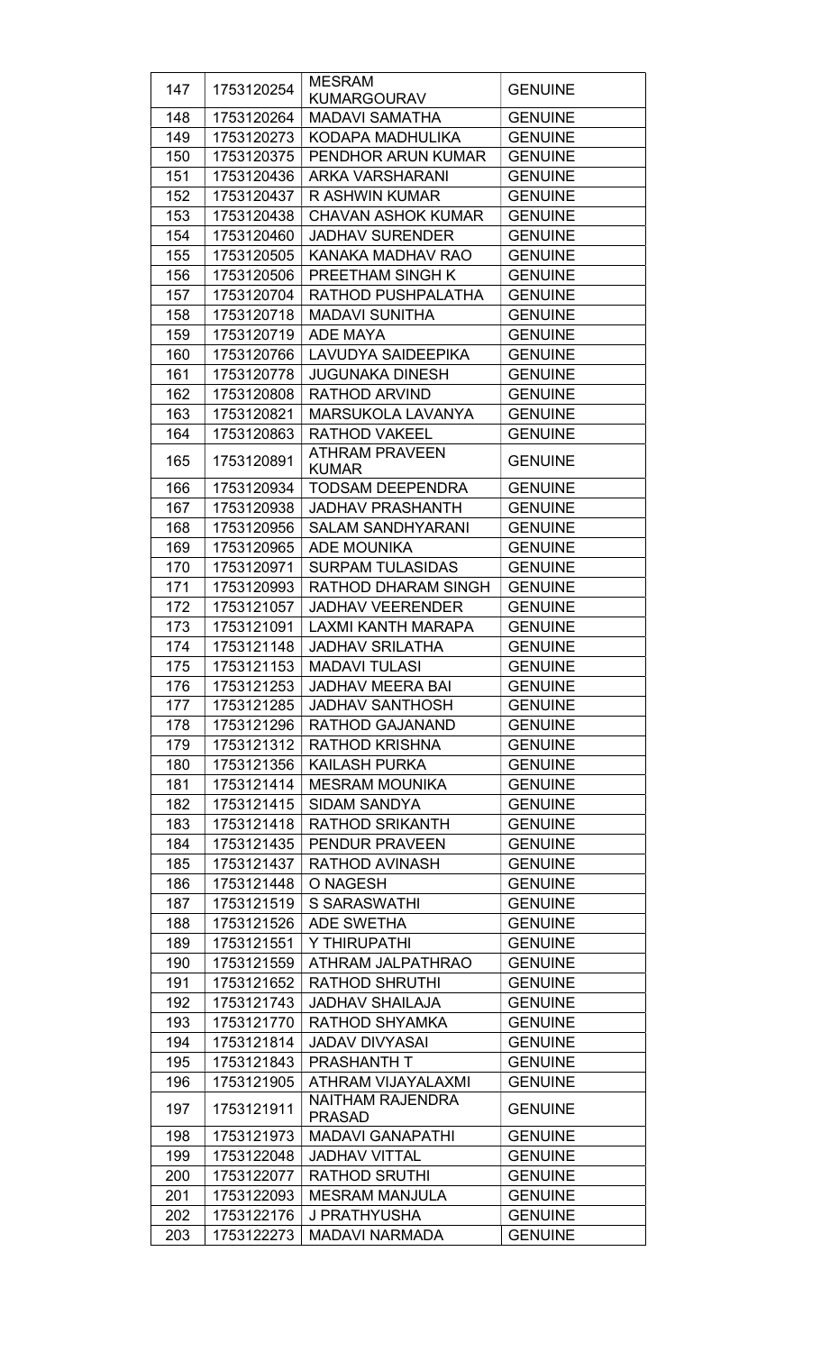| 147 | 1753120254 | MESRAM KUMARGOURAV | GENUINE |
|---|---|---|---|
| 148 | 1753120264 | MADAVI SAMATHA | GENUINE |
| 149 | 1753120273 | KODAPA MADHULIKA | GENUINE |
| 150 | 1753120375 | PENDHOR ARUN KUMAR | GENUINE |
| 151 | 1753120436 | ARKA VARSHARANI | GENUINE |
| 152 | 1753120437 | R ASHWIN KUMAR | GENUINE |
| 153 | 1753120438 | CHAVAN ASHOK KUMAR | GENUINE |
| 154 | 1753120460 | JADHAV SURENDER | GENUINE |
| 155 | 1753120505 | KANAKA MADHAV RAO | GENUINE |
| 156 | 1753120506 | PREETHAM SINGH K | GENUINE |
| 157 | 1753120704 | RATHOD PUSHPALATHA | GENUINE |
| 158 | 1753120718 | MADAVI SUNITHA | GENUINE |
| 159 | 1753120719 | ADE MAYA | GENUINE |
| 160 | 1753120766 | LAVUDYA SAIDEEPIKA | GENUINE |
| 161 | 1753120778 | JUGUNAKA DINESH | GENUINE |
| 162 | 1753120808 | RATHOD ARVIND | GENUINE |
| 163 | 1753120821 | MARSUKOLA LAVANYA | GENUINE |
| 164 | 1753120863 | RATHOD VAKEEL | GENUINE |
| 165 | 1753120891 | ATHRAM PRAVEEN KUMAR | GENUINE |
| 166 | 1753120934 | TODSAM DEEPENDRA | GENUINE |
| 167 | 1753120938 | JADHAV PRASHANTH | GENUINE |
| 168 | 1753120956 | SALAM SANDHYARANI | GENUINE |
| 169 | 1753120965 | ADE MOUNIKA | GENUINE |
| 170 | 1753120971 | SURPAM TULASIDAS | GENUINE |
| 171 | 1753120993 | RATHOD DHARAM SINGH | GENUINE |
| 172 | 1753121057 | JADHAV VEERENDER | GENUINE |
| 173 | 1753121091 | LAXMI KANTH MARAPA | GENUINE |
| 174 | 1753121148 | JADHAV SRILATHA | GENUINE |
| 175 | 1753121153 | MADAVI TULASI | GENUINE |
| 176 | 1753121253 | JADHAV MEERA BAI | GENUINE |
| 177 | 1753121285 | JADHAV SANTHOSH | GENUINE |
| 178 | 1753121296 | RATHOD GAJANAND | GENUINE |
| 179 | 1753121312 | RATHOD KRISHNA | GENUINE |
| 180 | 1753121356 | KAILASH PURKA | GENUINE |
| 181 | 1753121414 | MESRAM MOUNIKA | GENUINE |
| 182 | 1753121415 | SIDAM SANDYA | GENUINE |
| 183 | 1753121418 | RATHOD SRIKANTH | GENUINE |
| 184 | 1753121435 | PENDUR PRAVEEN | GENUINE |
| 185 | 1753121437 | RATHOD AVINASH | GENUINE |
| 186 | 1753121448 | O NAGESH | GENUINE |
| 187 | 1753121519 | S SARASWATHI | GENUINE |
| 188 | 1753121526 | ADE SWETHA | GENUINE |
| 189 | 1753121551 | Y THIRUPATHI | GENUINE |
| 190 | 1753121559 | ATHRAM JALPATHRAO | GENUINE |
| 191 | 1753121652 | RATHOD SHRUTHI | GENUINE |
| 192 | 1753121743 | JADHAV SHAILAJA | GENUINE |
| 193 | 1753121770 | RATHOD SHYAMKA | GENUINE |
| 194 | 1753121814 | JADAV DIVYASAI | GENUINE |
| 195 | 1753121843 | PRASHANTH T | GENUINE |
| 196 | 1753121905 | ATHRAM VIJAYALAXMI | GENUINE |
| 197 | 1753121911 | NAITHAM RAJENDRA PRASAD | GENUINE |
| 198 | 1753121973 | MADAVI GANAPATHI | GENUINE |
| 199 | 1753122048 | JADHAV VITTAL | GENUINE |
| 200 | 1753122077 | RATHOD SRUTHI | GENUINE |
| 201 | 1753122093 | MESRAM MANJULA | GENUINE |
| 202 | 1753122176 | J PRATHYUSHA | GENUINE |
| 203 | 1753122273 | MADAVI NARMADA | GENUINE |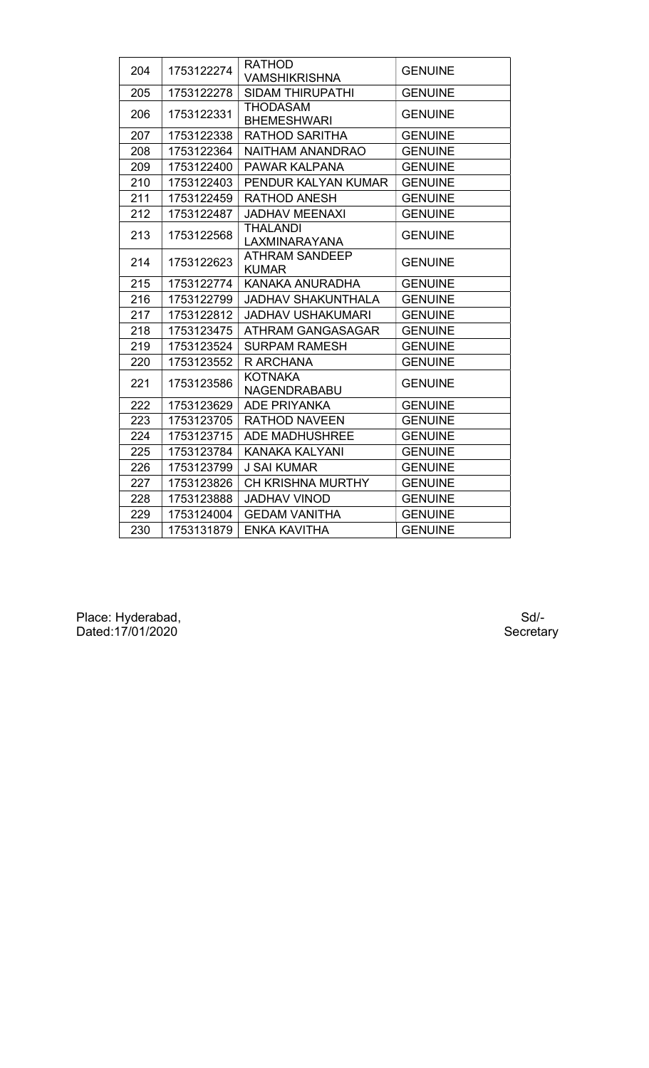| | | | |
|---|---|---|---|
| 204 | 1753122274 | RATHOD VAMSHIKRISHNA | GENUINE |
| 205 | 1753122278 | SIDAM THIRUPATHI | GENUINE |
| 206 | 1753122331 | THODASAM BHEMESHWARI | GENUINE |
| 207 | 1753122338 | RATHOD SARITHA | GENUINE |
| 208 | 1753122364 | NAITHAM ANANDRAO | GENUINE |
| 209 | 1753122400 | PAWAR KALPANA | GENUINE |
| 210 | 1753122403 | PENDUR KALYAN KUMAR | GENUINE |
| 211 | 1753122459 | RATHOD ANESH | GENUINE |
| 212 | 1753122487 | JADHAV MEENAXI | GENUINE |
| 213 | 1753122568 | THALANDI LAXMINARAYANA | GENUINE |
| 214 | 1753122623 | ATHRAM SANDEEP KUMAR | GENUINE |
| 215 | 1753122774 | KANAKA ANURADHA | GENUINE |
| 216 | 1753122799 | JADHAV SHAKUNTHALA | GENUINE |
| 217 | 1753122812 | JADHAV USHAKUMARI | GENUINE |
| 218 | 1753123475 | ATHRAM GANGASAGAR | GENUINE |
| 219 | 1753123524 | SURPAM RAMESH | GENUINE |
| 220 | 1753123552 | R ARCHANA | GENUINE |
| 221 | 1753123586 | KOTNAKA NAGENDRABABU | GENUINE |
| 222 | 1753123629 | ADE PRIYANKA | GENUINE |
| 223 | 1753123705 | RATHOD NAVEEN | GENUINE |
| 224 | 1753123715 | ADE MADHUSHREE | GENUINE |
| 225 | 1753123784 | KANAKA KALYANI | GENUINE |
| 226 | 1753123799 | J SAI KUMAR | GENUINE |
| 227 | 1753123826 | CH KRISHNA MURTHY | GENUINE |
| 228 | 1753123888 | JADHAV VINOD | GENUINE |
| 229 | 1753124004 | GEDAM VANITHA | GENUINE |
| 230 | 1753131879 | ENKA KAVITHA | GENUINE |

Place: Hyderabad,
Dated:17/01/2020

Sd/-
Secretary